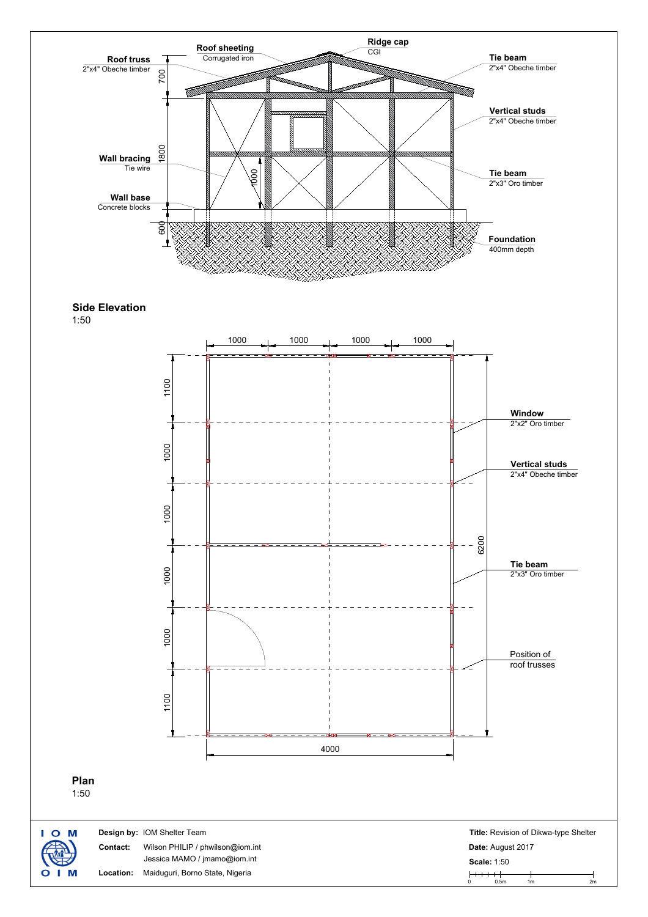## Side Elevation

1:50

**Ridge cap**
CGI

**Roof sheeting**
Corrugated iron

**Roof truss**
2"x4" Obeche timber

**Tie beam**
2"x4" Obeche timber

**Vertical studs**
2"x4" Obeche timber

**Wall bracing**
Tie wire

**Tie beam**
2"x3" Oro timber

**Wall base**
Concrete blocks

**Foundation**
400mm depth

700
1800
1000
600

## Plan

1:50

1000 1000 1000 1000

1100
1000
1000
1000
1000
1100

6200

4000

**Window**
2"x2" Oro timber

**Vertical studs**
2"x4" Obeche timber

**Tie beam**
2"x3" Oro timber

Position of roof trusses

---

IOM OIM

**Design by:** IOM Shelter Team

**Contact:** Wilson PHILIP / phwilson@iom.int
Jessica MAMO / jmamo@iom.int

**Location:** Maiduguri, Borno State, Nigeria

**Title:** Revision of Dikwa-type Shelter

**Date:** August 2017

**Scale:** 1:50

0 0.5m 1m 2m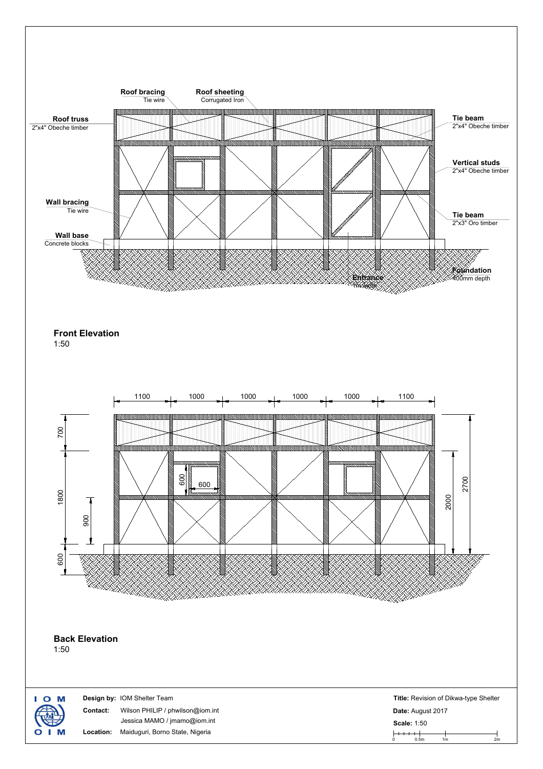Roof bracing
Tie wire

Roof sheeting
Corrugated Iron

Roof truss
2"x4" Obeche timber

Tie beam
2"x4" Obeche timber

Vertical studs
2"x4" Obeche timber

Wall bracing
Tie wire

Tie beam
2"x3" Oro timber

Wall base
Concrete blocks

Entrance
1m width

Foundation
400mm depth

**Front Elevation**
1:50

1100 1000 1000 1000 1000 1100

700
1800
900
600
600
600
2000
2700

**Back Elevation**
1:50

IOM OIM

**Design by:** IOM Shelter Team
**Contact:** Wilson PHILIP / phwilson@iom.int
Jessica MAMO / jmamo@iom.int
**Location:** Maiduguri, Borno State, Nigeria

**Title:** Revision of Dikwa-type Shelter
**Date:** August 2017
**Scale:** 1:50
0 0.5m 1m 2m